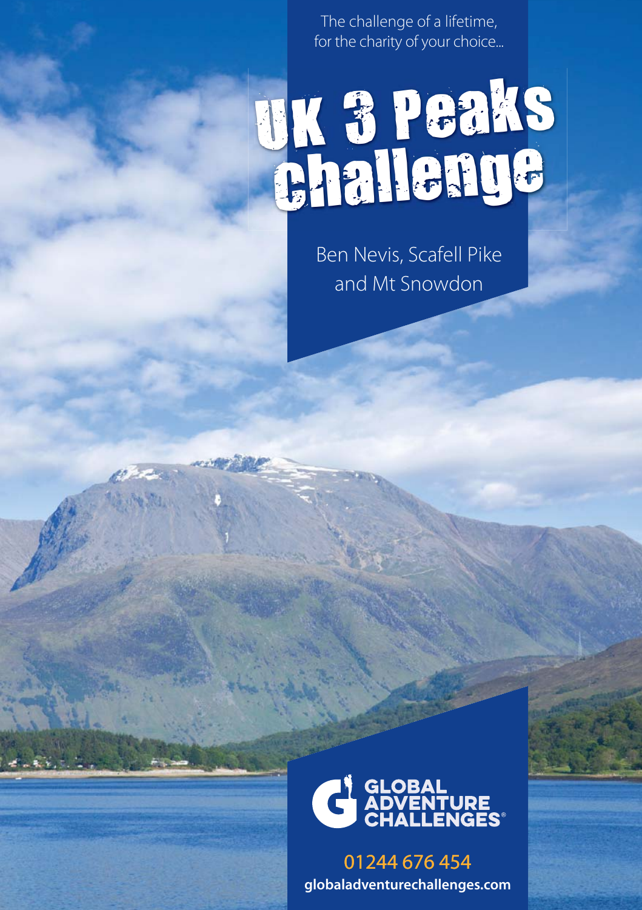The challenge of a lifetime, for the charity of your choice...

# UK 3 Peaks Challenge

Ben Nevis, Scafell Pike and Mt Snowdon

GLOBAL ADVENTURE CHALLENGES®

01244 676 454

globaladventurechallenges.com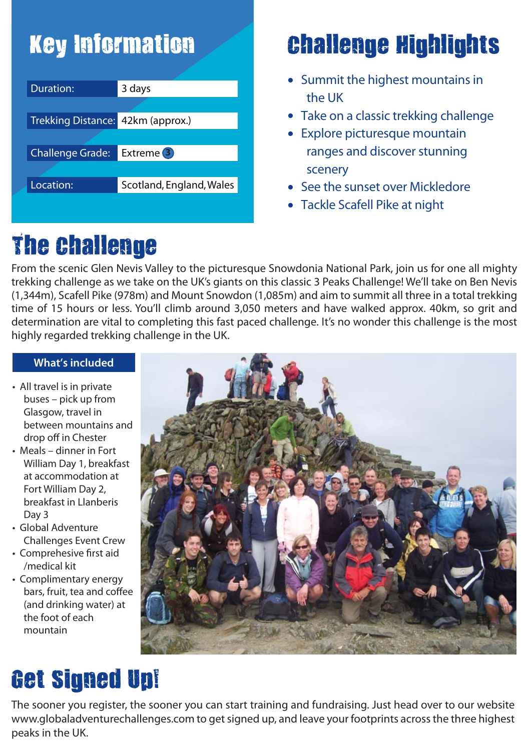## Key Information

| | |
|---|---|
| Duration: | 3 days |
| Trekking Distance: | 42km (approx.) |
| Challenge Grade: | Extreme 3 |
| Location: | Scotland, England, Wales |

## Challenge Highlights

- Summit the highest mountains in the UK
- Take on a classic trekking challenge
- Explore picturesque mountain ranges and discover stunning scenery
- See the sunset over Mickledore
- Tackle Scafell Pike at night

## The Challenge

From the scenic Glen Nevis Valley to the picturesque Snowdonia National Park, join us for one all mighty trekking challenge as we take on the UK's giants on this classic 3 Peaks Challenge! We'll take on Ben Nevis (1,344m), Scafell Pike (978m) and Mount Snowdon (1,085m) and aim to summit all three in a total trekking time of 15 hours or less. You'll climb around 3,050 meters and have walked approx. 40km, so grit and determination are vital to completing this fast paced challenge. It's no wonder this challenge is the most highly regarded trekking challenge in the UK.

### What's included

- All travel is in private buses – pick up from Glasgow, travel in between mountains and drop off in Chester
- Meals – dinner in Fort William Day 1, breakfast at accommodation at Fort William Day 2, breakfast in Llanberis Day 3
- Global Adventure Challenges Event Crew
- Comprehesive first aid /medical kit
- Complimentary energy bars, fruit, tea and coffee (and drinking water) at the foot of each mountain

## Get Signed Up!

The sooner you register, the sooner you can start training and fundraising. Just head over to our website www.globaladventurechallenges.com to get signed up, and leave your footprints across the three highest peaks in the UK.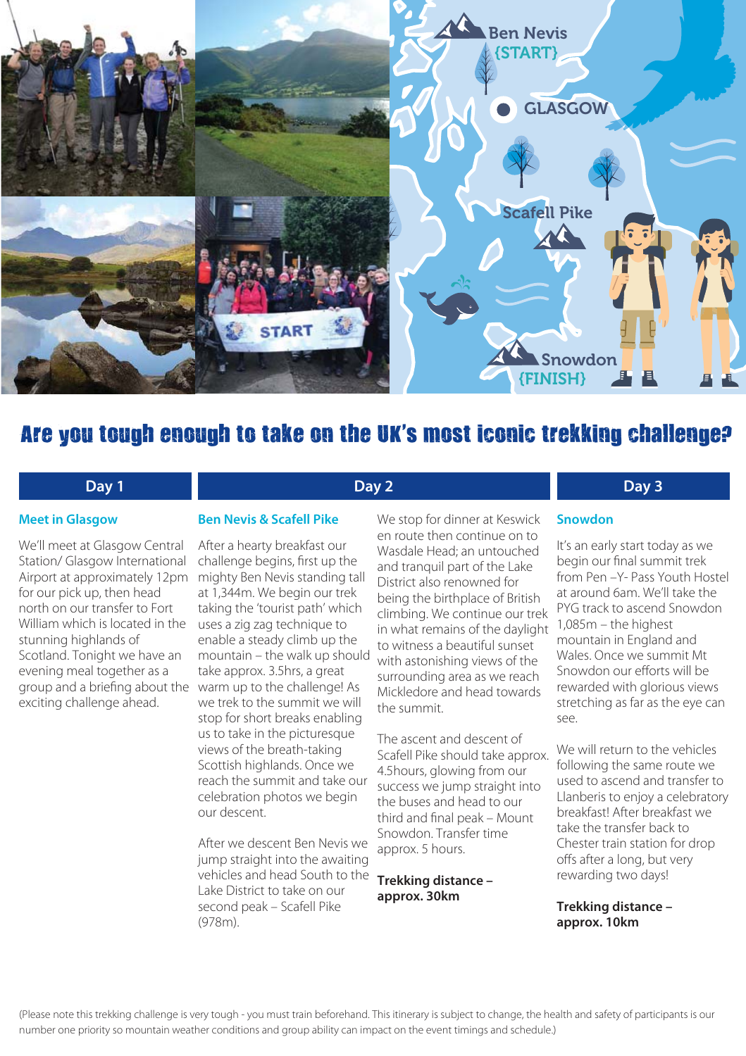## Are you tough enough to take on the UK's most iconic trekking challenge?

## Day 1

### Meet in Glasgow

We'll meet at Glasgow Central Station/ Glasgow International Airport at approximately 12pm for our pick up, then head north on our transfer to Fort William which is located in the stunning highlands of Scotland. Tonight we have an evening meal together as a group and a briefing about the exciting challenge ahead.

## Day 2

### Ben Nevis & Scafell Pike

After a hearty breakfast our challenge begins, first up the mighty Ben Nevis standing tall at 1,344m. We begin our trek taking the 'tourist path' which uses a zig zag technique to enable a steady climb up the mountain – the walk up should take approx. 3.5hrs, a great warm up to the challenge! As we trek to the summit we will stop for short breaks enabling us to take in the picturesque views of the breath-taking Scottish highlands. Once we reach the summit and take our celebration photos we begin our descent.

After we descent Ben Nevis we jump straight into the awaiting vehicles and head South to the Lake District to take on our second peak – Scafell Pike (978m).

We stop for dinner at Keswick en route then continue on to Wasdale Head; an untouched and tranquil part of the Lake District also renowned for being the birthplace of British climbing. We continue our trek in what remains of the daylight to witness a beautiful sunset with astonishing views of the surrounding area as we reach Mickledore and head towards the summit.

The ascent and descent of Scafell Pike should take approx. 4.5hours, glowing from our success we jump straight into the buses and head to our third and final peak – Mount Snowdon. Transfer time approx. 5 hours.

**Trekking distance – approx. 30km**

## Day 3

### Snowdon

It's an early start today as we begin our final summit trek from Pen –Y- Pass Youth Hostel at around 6am. We'll take the PYG track to ascend Snowdon 1,085m – the highest mountain in England and Wales. Once we summit Mt Snowdon our efforts will be rewarded with glorious views stretching as far as the eye can see.

We will return to the vehicles following the same route we used to ascend and transfer to Llanberis to enjoy a celebratory breakfast! After breakfast we take the transfer back to Chester train station for drop offs after a long, but very rewarding two days!

**Trekking distance – approx. 10km**

(Please note this trekking challenge is very tough - you must train beforehand. This itinerary is subject to change, the health and safety of participants is our number one priority so mountain weather conditions and group ability can impact on the event timings and schedule.)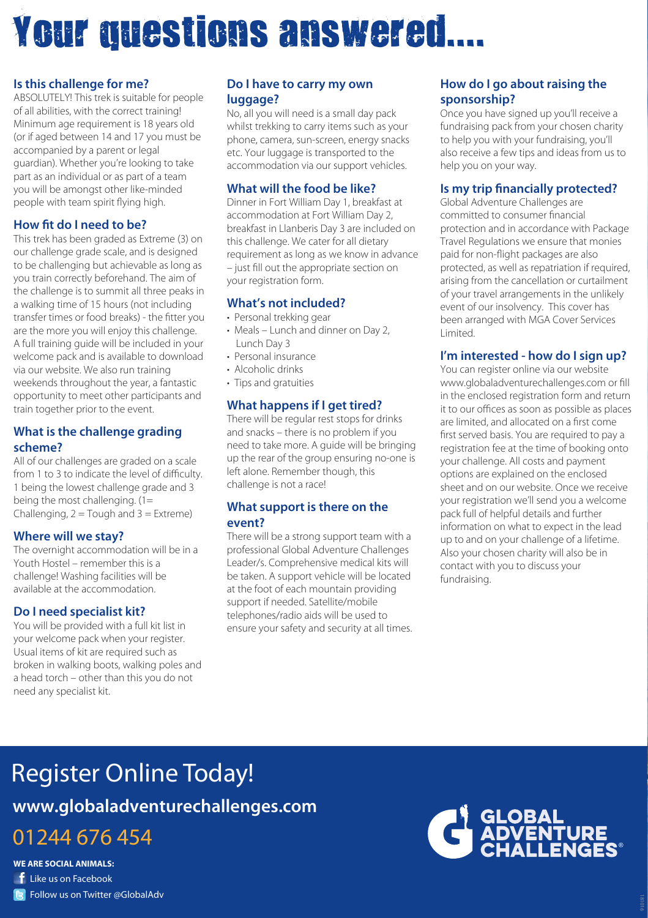# Your questions answered....

### Is this challenge for me?

ABSOLUTELY! This trek is suitable for people of all abilities, with the correct training! Minimum age requirement is 18 years old (or if aged between 14 and 17 you must be accompanied by a parent or legal guardian). Whether you're looking to take part as an individual or as part of a team you will be amongst other like-minded people with team spirit flying high.

### How fit do I need to be?

This trek has been graded as Extreme (3) on our challenge grade scale, and is designed to be challenging but achievable as long as you train correctly beforehand. The aim of the challenge is to summit all three peaks in a walking time of 15 hours (not including transfer times or food breaks) - the fitter you are the more you will enjoy this challenge. A full training guide will be included in your welcome pack and is available to download via our website. We also run training weekends throughout the year, a fantastic opportunity to meet other participants and train together prior to the event.

### What is the challenge grading scheme?

All of our challenges are graded on a scale from 1 to 3 to indicate the level of difficulty. 1 being the lowest challenge grade and 3 being the most challenging. (1= Challenging, 2 = Tough and 3 = Extreme)

### Where will we stay?

The overnight accommodation will be in a Youth Hostel – remember this is a challenge! Washing facilities will be available at the accommodation.

### Do I need specialist kit?

You will be provided with a full kit list in your welcome pack when your register. Usual items of kit are required such as broken in walking boots, walking poles and a head torch – other than this you do not need any specialist kit.

### Do I have to carry my own luggage?

No, all you will need is a small day pack whilst trekking to carry items such as your phone, camera, sun-screen, energy snacks etc. Your luggage is transported to the accommodation via our support vehicles.

### What will the food be like?

Dinner in Fort William Day 1, breakfast at accommodation at Fort William Day 2, breakfast in Llanberis Day 3 are included on this challenge. We cater for all dietary requirement as long as we know in advance – just fill out the appropriate section on your registration form.

### What's not included?

- Personal trekking gear
- Meals – Lunch and dinner on Day 2, Lunch Day 3
- Personal insurance
- Alcoholic drinks
- Tips and gratuities

### What happens if I get tired?

There will be regular rest stops for drinks and snacks – there is no problem if you need to take more. A guide will be bringing up the rear of the group ensuring no-one is left alone. Remember though, this challenge is not a race!

### What support is there on the event?

There will be a strong support team with a professional Global Adventure Challenges Leader/s. Comprehensive medical kits will be taken. A support vehicle will be located at the foot of each mountain providing support if needed. Satellite/mobile telephones/radio aids will be used to ensure your safety and security at all times.

### How do I go about raising the sponsorship?

Once you have signed up you'll receive a fundraising pack from your chosen charity to help you with your fundraising, you'll also receive a few tips and ideas from us to help you on your way.

### Is my trip financially protected?

Global Adventure Challenges are committed to consumer financial protection and in accordance with Package Travel Regulations we ensure that monies paid for non-flight packages are also protected, as well as repatriation if required, arising from the cancellation or curtailment of your travel arrangements in the unlikely event of our insolvency. This cover has been arranged with MGA Cover Services Limited.

### I'm interested - how do I sign up?

You can register online via our website www.globaladventurechallenges.com or fill in the enclosed registration form and return it to our offices as soon as possible as places are limited, and allocated on a first come first served basis. You are required to pay a registration fee at the time of booking onto your challenge. All costs and payment options are explained on the enclosed sheet and on our website. Once we receive your registration we'll send you a welcome pack full of helpful details and further information on what to expect in the lead up to and on your challenge of a lifetime. Also your chosen charity will also be in contact with you to discuss your fundraising.

## Register Online Today!

**www.globaladventurechallenges.com**

01244 676 454

**WE ARE SOCIAL ANIMALS:**

Like us on Facebook

Follow us on Twitter @GlobalAdv

GLOBAL ADVENTURE CHALLENGES®